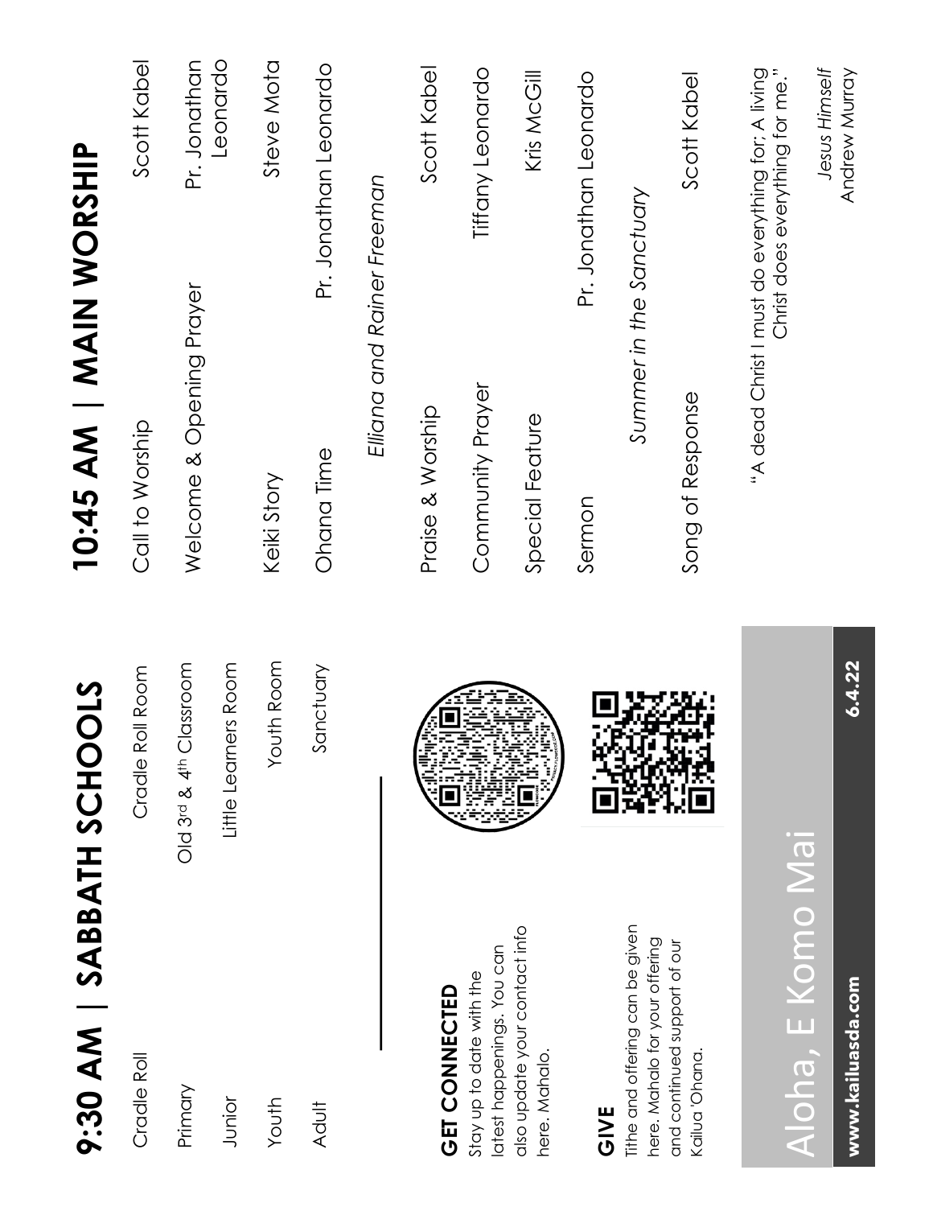# 9:30 AM | SABBATH SCHOOLS

| | |
|---|---|
| Cradle Roll | Cradle Roll Room |
| Primary | Old 3rd & 4th Classroom |
| Junior | Little Learners Room |
| Youth | Youth Room |
| Adult | Sanctuary |

**GET CONNECTED**
Stay up to date with the latest happenings. You can also update your contact info here. Mahalo.

**GIVE**
Tithe and offering can be given here. Mahalo for your offering and continued support of our Kailua 'Ohana.

Aloha, E Komo Mai

**www.kailuasda.com** **6.4.22**

# 10:45 AM | MAIN WORSHIP

| | |
|---|---|
| Call to Worship | Scott Kabel |
| Welcome & Opening Prayer | Pr. Jonathan Leonardo |
| Keiki Story | Steve Mota |
| Ohana Time | Pr. Jonathan Leonardo |

*Elliana and Rainer Freeman*

| | |
|---|---|
| Praise & Worship | Scott Kabel |
| Community Prayer | Tiffany Leonardo |
| Special Feature | Kris McGill |
| Sermon | Pr. Jonathan Leonardo |

*Summer in the Sanctuary*

| | |
|---|---|
| Song of Response | Scott Kabel |

"A dead Christ I must do everything for; A living Christ does everything for me."

*Jesus Himself*
Andrew Murray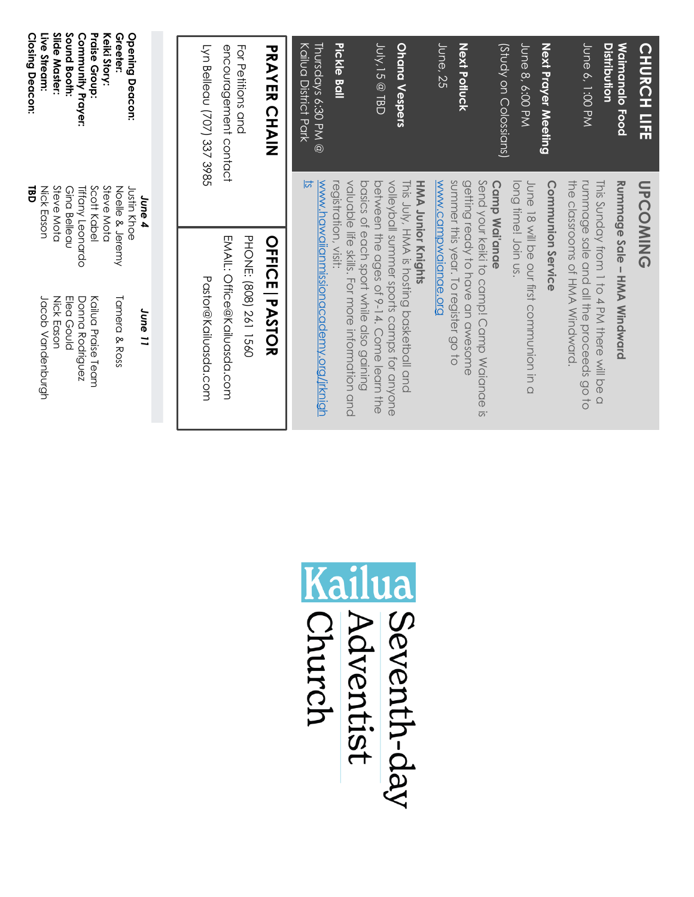## CHURCH LIFE

**Waimanalo Food Distribution**

June 6, 1:00 PM

**Next Prayer Meeting**

June 8, 6:00 PM

(Study on Colossians)

**Next Potluck**

June, 25

**Ohana Vespers**

July,15 @ TBD

**Pickle Ball**

Thursdays 6:30 PM @ Kailua District Park

## UPCOMING

**Rummage Sale – HMA Windward**

This Sunday from 1 to 4 PM there will be a rummage sale and all the proceeds go to the classrooms of HMA Windward.

**Communion Service**

June 18 will be our first communion in a long time! Join us.

**Camp Wai'anae**

Send your keiki to camp! Camp Waianae is getting ready to have an awesome summer this year. To register go to www.campwaianae.org

**HMA Junior Knights**

This July, HMA is hosting basketball and volleyball summer sports camps for anyone between the ages of 9-14. Come learn the basics of each sport while also gaining valuable life skills. For more information and registration, visit: www.hawaiianmissionacademy.org/jrknights

## PRAYER CHAIN

For Petitions and encouragement contact

Lyn Belleau (707) 337 3985

## OFFICE | PASTOR

PHONE: (808) 261 1560

EMAIL: Office@Kailuasda.com

Pastor@Kailuasda.com

| | June 4 | June 11 |
|---|---|---|
| **Opening Deacon:** | Justin Khoe | |
| **Greeter:** | Noelle & Jeremy | Tamera & Ross |
| **Keiki Story:** | Steve Mota | |
| **Praise Group:** | Scott Kabel | Kailua Praise Team |
| **Community Prayer:** | Tiffany Leonardo | Donna Rodriguez |
| **Sound Booth:** | Gina Belleau | Elea Gould |
| **Slide Master:** | Steve Mota | Nick Eason |
| **Live Stream:** | Nick Eason | Jacob Vandenburgh |
| **Closing Deacon:** | **TBD** | |

# Kailua Seventh-day Adventist Church